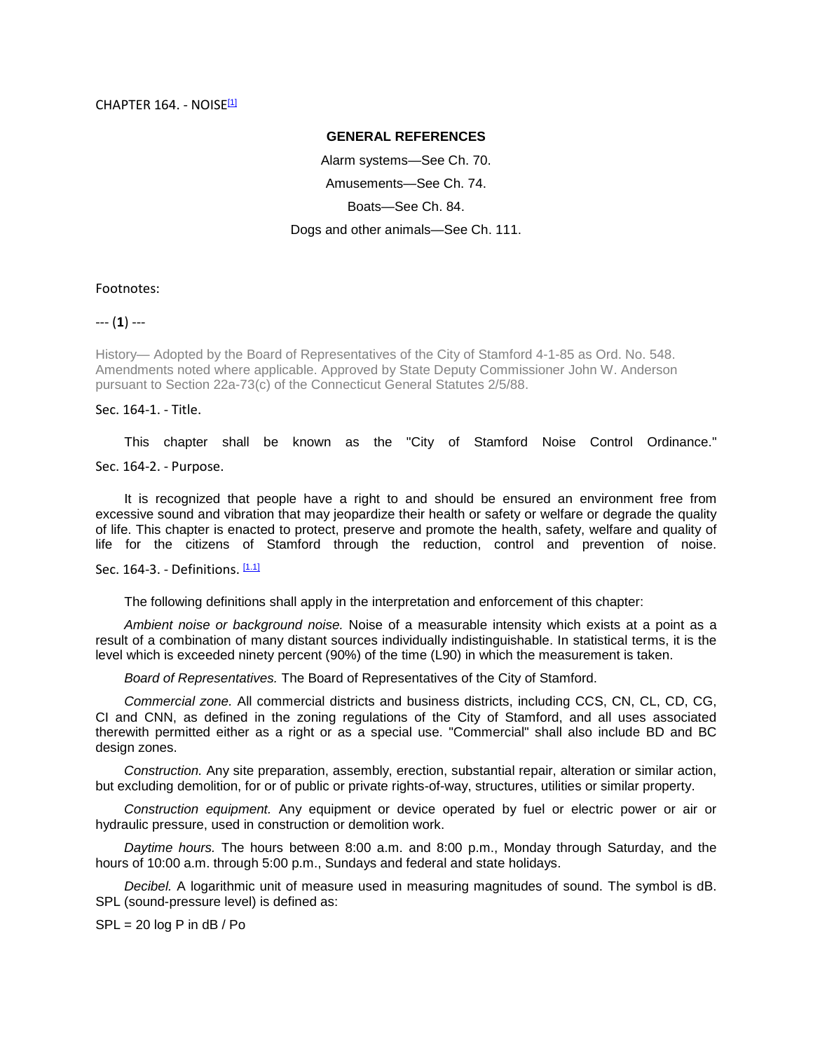# CHAPTER 164. - NOISE[1]

**GENERAL REFERENCES**

Alarm systems—See Ch. 70.

Amusements—See Ch. 74.

Boats—See Ch. 84.

Dogs and other animals—See Ch. 111.

Footnotes:

--- (**1**) ---

History— Adopted by the Board of Representatives of the City of Stamford 4-1-85 as Ord. No. 548. Amendments noted where applicable. Approved by State Deputy Commissioner John W. Anderson pursuant to Section 22a-73(c) of the Connecticut General Statutes 2/5/88.

## Sec. 164-1. - Title.

This chapter shall be known as the "City of Stamford Noise Control Ordinance."

## Sec. 164-2. - Purpose.

It is recognized that people have a right to and should be ensured an environment free from excessive sound and vibration that may jeopardize their health or safety or welfare or degrade the quality of life. This chapter is enacted to protect, preserve and promote the health, safety, welfare and quality of life for the citizens of Stamford through the reduction, control and prevention of noise.

## Sec. 164-3. - Definitions. [1.1]

The following definitions shall apply in the interpretation and enforcement of this chapter:

*Ambient noise or background noise.* Noise of a measurable intensity which exists at a point as a result of a combination of many distant sources individually indistinguishable. In statistical terms, it is the level which is exceeded ninety percent (90%) of the time (L90) in which the measurement is taken.

*Board of Representatives.* The Board of Representatives of the City of Stamford.

*Commercial zone.* All commercial districts and business districts, including CCS, CN, CL, CD, CG, CI and CNN, as defined in the zoning regulations of the City of Stamford, and all uses associated therewith permitted either as a right or as a special use. "Commercial" shall also include BD and BC design zones.

*Construction.* Any site preparation, assembly, erection, substantial repair, alteration or similar action, but excluding demolition, for or of public or private rights-of-way, structures, utilities or similar property.

*Construction equipment.* Any equipment or device operated by fuel or electric power or air or hydraulic pressure, used in construction or demolition work.

*Daytime hours.* The hours between 8:00 a.m. and 8:00 p.m., Monday through Saturday, and the hours of 10:00 a.m. through 5:00 p.m., Sundays and federal and state holidays.

*Decibel.* A logarithmic unit of measure used in measuring magnitudes of sound. The symbol is dB. SPL (sound-pressure level) is defined as:

SPL = 20 log P in dB / Po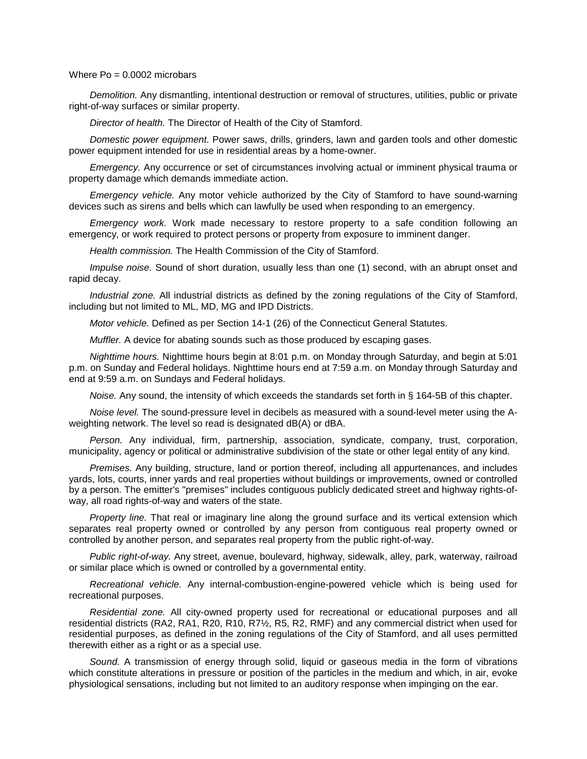Where Po = 0.0002 microbars

*Demolition.* Any dismantling, intentional destruction or removal of structures, utilities, public or private right-of-way surfaces or similar property.

*Director of health.* The Director of Health of the City of Stamford.

*Domestic power equipment.* Power saws, drills, grinders, lawn and garden tools and other domestic power equipment intended for use in residential areas by a home-owner.

*Emergency.* Any occurrence or set of circumstances involving actual or imminent physical trauma or property damage which demands immediate action.

*Emergency vehicle.* Any motor vehicle authorized by the City of Stamford to have sound-warning devices such as sirens and bells which can lawfully be used when responding to an emergency.

*Emergency work.* Work made necessary to restore property to a safe condition following an emergency, or work required to protect persons or property from exposure to imminent danger.

*Health commission.* The Health Commission of the City of Stamford.

*Impulse noise.* Sound of short duration, usually less than one (1) second, with an abrupt onset and rapid decay.

*Industrial zone.* All industrial districts as defined by the zoning regulations of the City of Stamford, including but not limited to ML, MD, MG and IPD Districts.

*Motor vehicle.* Defined as per Section 14-1 (26) of the Connecticut General Statutes.

*Muffler.* A device for abating sounds such as those produced by escaping gases.

*Nighttime hours.* Nighttime hours begin at 8:01 p.m. on Monday through Saturday, and begin at 5:01 p.m. on Sunday and Federal holidays. Nighttime hours end at 7:59 a.m. on Monday through Saturday and end at 9:59 a.m. on Sundays and Federal holidays.

*Noise.* Any sound, the intensity of which exceeds the standards set forth in § 164-5B of this chapter.

*Noise level.* The sound-pressure level in decibels as measured with a sound-level meter using the A-weighting network. The level so read is designated dB(A) or dBA.

*Person.* Any individual, firm, partnership, association, syndicate, company, trust, corporation, municipality, agency or political or administrative subdivision of the state or other legal entity of any kind.

*Premises.* Any building, structure, land or portion thereof, including all appurtenances, and includes yards, lots, courts, inner yards and real properties without buildings or improvements, owned or controlled by a person. The emitter's "premises" includes contiguous publicly dedicated street and highway rights-of-way, all road rights-of-way and waters of the state.

*Property line.* That real or imaginary line along the ground surface and its vertical extension which separates real property owned or controlled by any person from contiguous real property owned or controlled by another person, and separates real property from the public right-of-way.

*Public right-of-way.* Any street, avenue, boulevard, highway, sidewalk, alley, park, waterway, railroad or similar place which is owned or controlled by a governmental entity.

*Recreational vehicle.* Any internal-combustion-engine-powered vehicle which is being used for recreational purposes.

*Residential zone.* All city-owned property used for recreational or educational purposes and all residential districts (RA2, RA1, R20, R10, R7½, R5, R2, RMF) and any commercial district when used for residential purposes, as defined in the zoning regulations of the City of Stamford, and all uses permitted therewith either as a right or as a special use.

*Sound.* A transmission of energy through solid, liquid or gaseous media in the form of vibrations which constitute alterations in pressure or position of the particles in the medium and which, in air, evoke physiological sensations, including but not limited to an auditory response when impinging on the ear.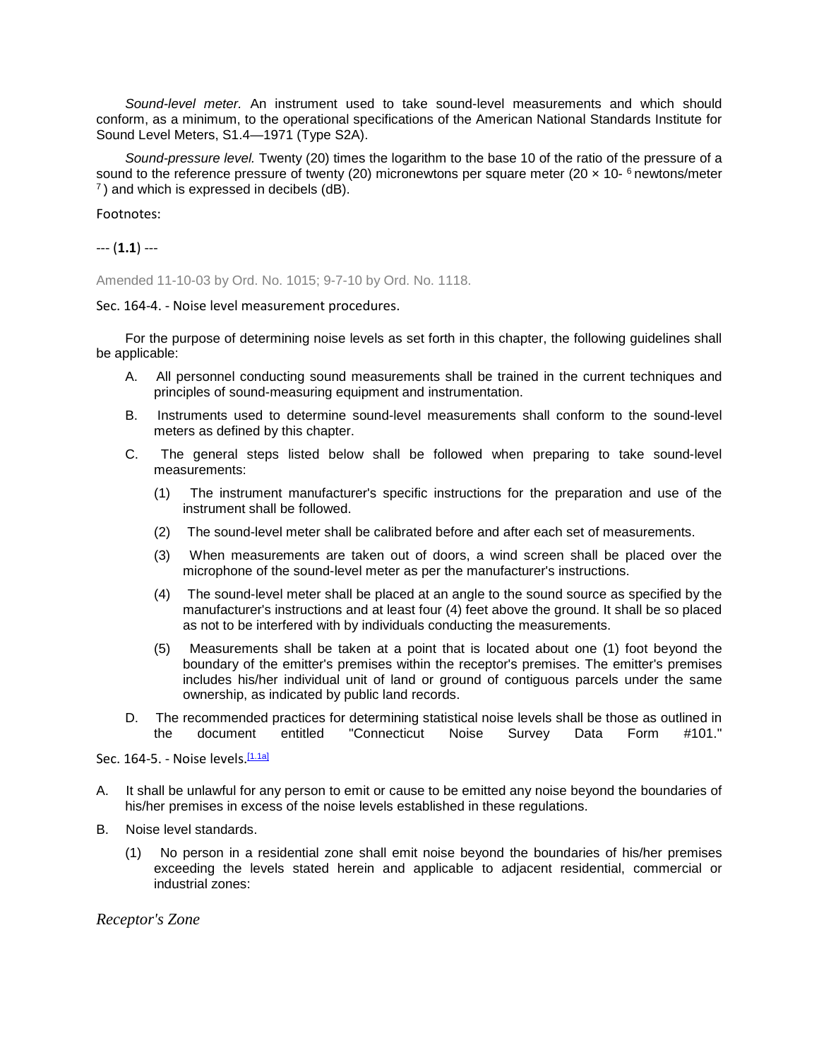*Sound-level meter.* An instrument used to take sound-level measurements and which should conform, as a minimum, to the operational specifications of the American National Standards Institute for Sound Level Meters, S1.4—1971 (Type S2A).

*Sound-pressure level.* Twenty (20) times the logarithm to the base 10 of the ratio of the pressure of a sound to the reference pressure of twenty (20) micronewtons per square meter ($20 \times 10^{-6}$ newtons/meter $^{7}$) and which is expressed in decibels (dB).

Footnotes:

--- (**1.1**) ---

Amended 11-10-03 by Ord. No. 1015; 9-7-10 by Ord. No. 1118.

## Sec. 164-4. - Noise level measurement procedures.

For the purpose of determining noise levels as set forth in this chapter, the following guidelines shall be applicable:

A. All personnel conducting sound measurements shall be trained in the current techniques and principles of sound-measuring equipment and instrumentation.

B. Instruments used to determine sound-level measurements shall conform to the sound-level meters as defined by this chapter.

C. The general steps listed below shall be followed when preparing to take sound-level measurements:

   (1) The instrument manufacturer's specific instructions for the preparation and use of the instrument shall be followed.

   (2) The sound-level meter shall be calibrated before and after each set of measurements.

   (3) When measurements are taken out of doors, a wind screen shall be placed over the microphone of the sound-level meter as per the manufacturer's instructions.

   (4) The sound-level meter shall be placed at an angle to the sound source as specified by the manufacturer's instructions and at least four (4) feet above the ground. It shall be so placed as not to be interfered with by individuals conducting the measurements.

   (5) Measurements shall be taken at a point that is located about one (1) foot beyond the boundary of the emitter's premises within the receptor's premises. The emitter's premises includes his/her individual unit of land or ground of contiguous parcels under the same ownership, as indicated by public land records.

D. The recommended practices for determining statistical noise levels shall be those as outlined in the document entitled "Connecticut Noise Survey Data Form #101."

## Sec. 164-5. - Noise levels.[1.1a]

A. It shall be unlawful for any person to emit or cause to be emitted any noise beyond the boundaries of his/her premises in excess of the noise levels established in these regulations.

B. Noise level standards.

   (1) No person in a residential zone shall emit noise beyond the boundaries of his/her premises exceeding the levels stated herein and applicable to adjacent residential, commercial or industrial zones:

*Receptor's Zone*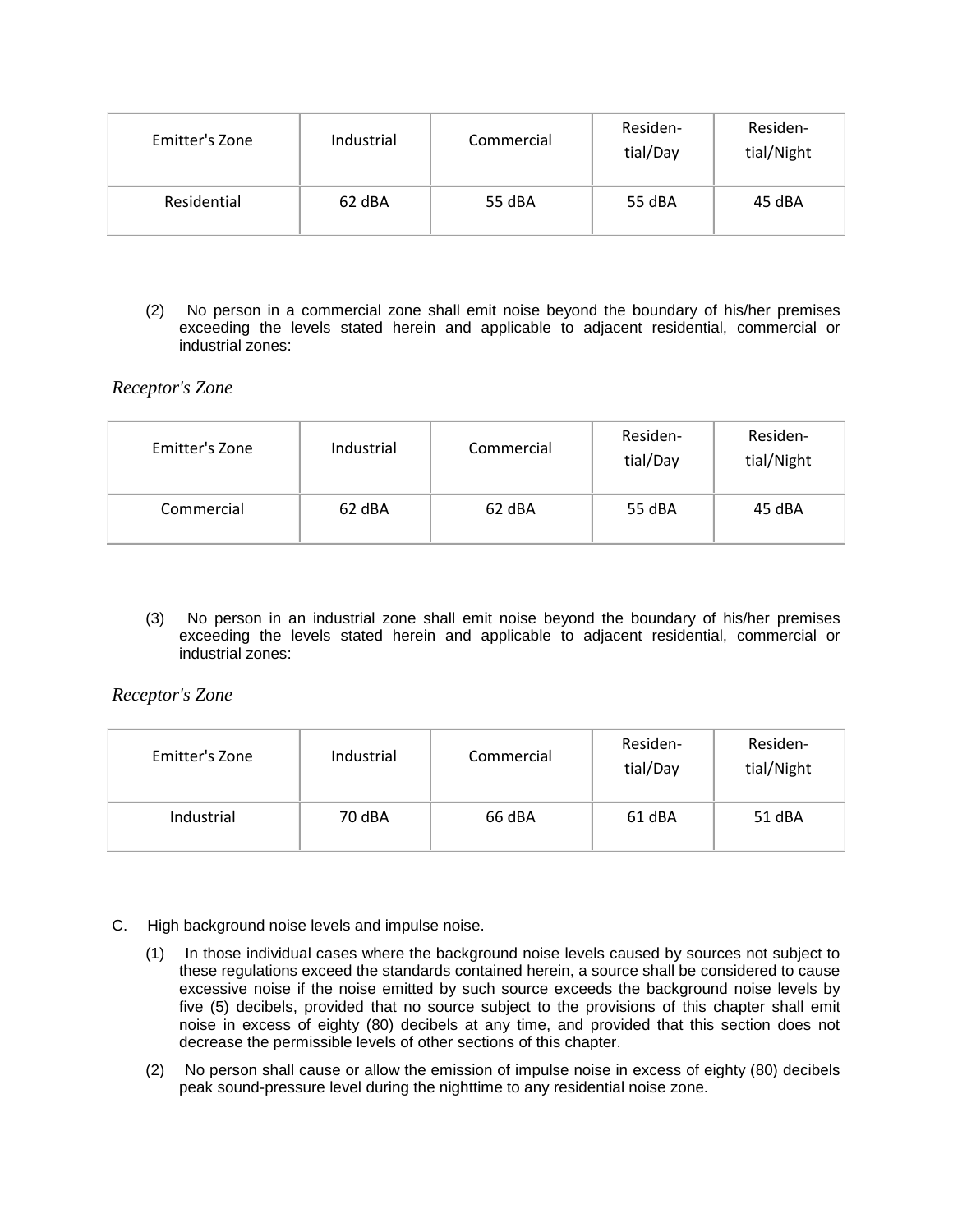| Emitter's Zone | Industrial | Commercial | Residen-tial/Day | Residen-tial/Night |
| --- | --- | --- | --- | --- |
| Residential | 62 dBA | 55 dBA | 55 dBA | 45 dBA |

(2) No person in a commercial zone shall emit noise beyond the boundary of his/her premises exceeding the levels stated herein and applicable to adjacent residential, commercial or industrial zones:

*Receptor's Zone*

| Emitter's Zone | Industrial | Commercial | Residen-tial/Day | Residen-tial/Night |
| --- | --- | --- | --- | --- |
| Commercial | 62 dBA | 62 dBA | 55 dBA | 45 dBA |

(3) No person in an industrial zone shall emit noise beyond the boundary of his/her premises exceeding the levels stated herein and applicable to adjacent residential, commercial or industrial zones:

*Receptor's Zone*

| Emitter's Zone | Industrial | Commercial | Residen-tial/Day | Residen-tial/Night |
| --- | --- | --- | --- | --- |
| Industrial | 70 dBA | 66 dBA | 61 dBA | 51 dBA |

C. High background noise levels and impulse noise.

(1) In those individual cases where the background noise levels caused by sources not subject to these regulations exceed the standards contained herein, a source shall be considered to cause excessive noise if the noise emitted by such source exceeds the background noise levels by five (5) decibels, provided that no source subject to the provisions of this chapter shall emit noise in excess of eighty (80) decibels at any time, and provided that this section does not decrease the permissible levels of other sections of this chapter.

(2) No person shall cause or allow the emission of impulse noise in excess of eighty (80) decibels peak sound-pressure level during the nighttime to any residential noise zone.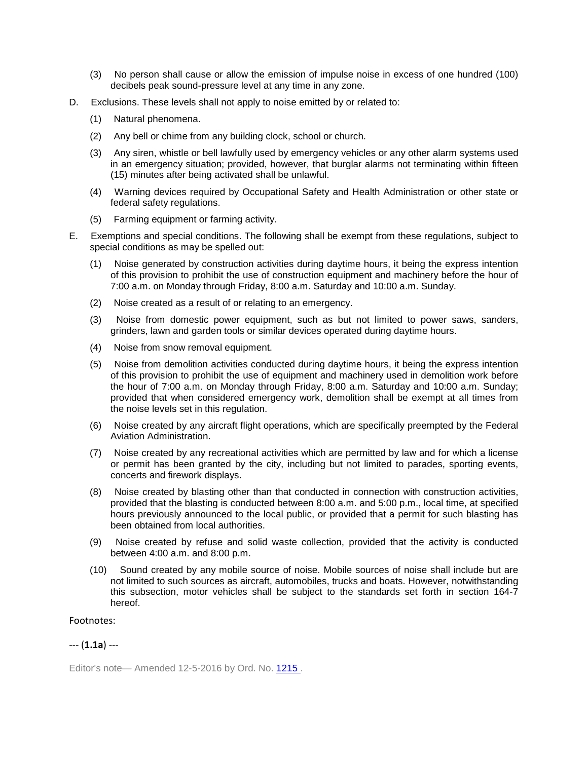(3) No person shall cause or allow the emission of impulse noise in excess of one hundred (100) decibels peak sound-pressure level at any time in any zone.

D. Exclusions. These levels shall not apply to noise emitted by or related to:

(1) Natural phenomena.

(2) Any bell or chime from any building clock, school or church.

(3) Any siren, whistle or bell lawfully used by emergency vehicles or any other alarm systems used in an emergency situation; provided, however, that burglar alarms not terminating within fifteen (15) minutes after being activated shall be unlawful.

(4) Warning devices required by Occupational Safety and Health Administration or other state or federal safety regulations.

(5) Farming equipment or farming activity.

E. Exemptions and special conditions. The following shall be exempt from these regulations, subject to special conditions as may be spelled out:

(1) Noise generated by construction activities during daytime hours, it being the express intention of this provision to prohibit the use of construction equipment and machinery before the hour of 7:00 a.m. on Monday through Friday, 8:00 a.m. Saturday and 10:00 a.m. Sunday.

(2) Noise created as a result of or relating to an emergency.

(3) Noise from domestic power equipment, such as but not limited to power saws, sanders, grinders, lawn and garden tools or similar devices operated during daytime hours.

(4) Noise from snow removal equipment.

(5) Noise from demolition activities conducted during daytime hours, it being the express intention of this provision to prohibit the use of equipment and machinery used in demolition work before the hour of 7:00 a.m. on Monday through Friday, 8:00 a.m. Saturday and 10:00 a.m. Sunday; provided that when considered emergency work, demolition shall be exempt at all times from the noise levels set in this regulation.

(6) Noise created by any aircraft flight operations, which are specifically preempted by the Federal Aviation Administration.

(7) Noise created by any recreational activities which are permitted by law and for which a license or permit has been granted by the city, including but not limited to parades, sporting events, concerts and firework displays.

(8) Noise created by blasting other than that conducted in connection with construction activities, provided that the blasting is conducted between 8:00 a.m. and 5:00 p.m., local time, at specified hours previously announced to the local public, or provided that a permit for such blasting has been obtained from local authorities.

(9) Noise created by refuse and solid waste collection, provided that the activity is conducted between 4:00 a.m. and 8:00 p.m.

(10) Sound created by any mobile source of noise. Mobile sources of noise shall include but are not limited to such sources as aircraft, automobiles, trucks and boats. However, notwithstanding this subsection, motor vehicles shall be subject to the standards set forth in section 164-7 hereof.

Footnotes:

--- (**1.1a**) ---

Editor's note— Amended 12-5-2016 by Ord. No. 1215 .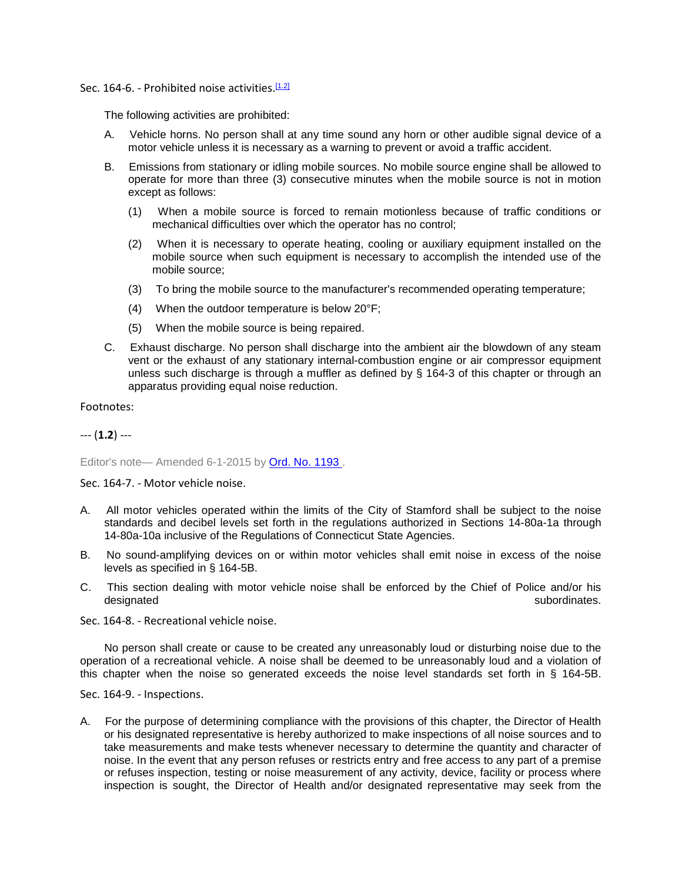Sec. 164-6. - Prohibited noise activities.[1.2]

The following activities are prohibited:

A. Vehicle horns. No person shall at any time sound any horn or other audible signal device of a motor vehicle unless it is necessary as a warning to prevent or avoid a traffic accident.

B. Emissions from stationary or idling mobile sources. No mobile source engine shall be allowed to operate for more than three (3) consecutive minutes when the mobile source is not in motion except as follows:

   (1) When a mobile source is forced to remain motionless because of traffic conditions or mechanical difficulties over which the operator has no control;

   (2) When it is necessary to operate heating, cooling or auxiliary equipment installed on the mobile source when such equipment is necessary to accomplish the intended use of the mobile source;

   (3) To bring the mobile source to the manufacturer's recommended operating temperature;

   (4) When the outdoor temperature is below 20°F;

   (5) When the mobile source is being repaired.

C. Exhaust discharge. No person shall discharge into the ambient air the blowdown of any steam vent or the exhaust of any stationary internal-combustion engine or air compressor equipment unless such discharge is through a muffler as defined by § 164-3 of this chapter or through an apparatus providing equal noise reduction.

Footnotes:

--- (**1.2**) ---

Editor's note— Amended 6-1-2015 by Ord. No. 1193 .

Sec. 164-7. - Motor vehicle noise.

A. All motor vehicles operated within the limits of the City of Stamford shall be subject to the noise standards and decibel levels set forth in the regulations authorized in Sections 14-80a-1a through 14-80a-10a inclusive of the Regulations of Connecticut State Agencies.

B. No sound-amplifying devices on or within motor vehicles shall emit noise in excess of the noise levels as specified in § 164-5B.

C. This section dealing with motor vehicle noise shall be enforced by the Chief of Police and/or his designated subordinates.

Sec. 164-8. - Recreational vehicle noise.

No person shall create or cause to be created any unreasonably loud or disturbing noise due to the operation of a recreational vehicle. A noise shall be deemed to be unreasonably loud and a violation of this chapter when the noise so generated exceeds the noise level standards set forth in § 164-5B.

Sec. 164-9. - Inspections.

A. For the purpose of determining compliance with the provisions of this chapter, the Director of Health or his designated representative is hereby authorized to make inspections of all noise sources and to take measurements and make tests whenever necessary to determine the quantity and character of noise. In the event that any person refuses or restricts entry and free access to any part of a premise or refuses inspection, testing or noise measurement of any activity, device, facility or process where inspection is sought, the Director of Health and/or designated representative may seek from the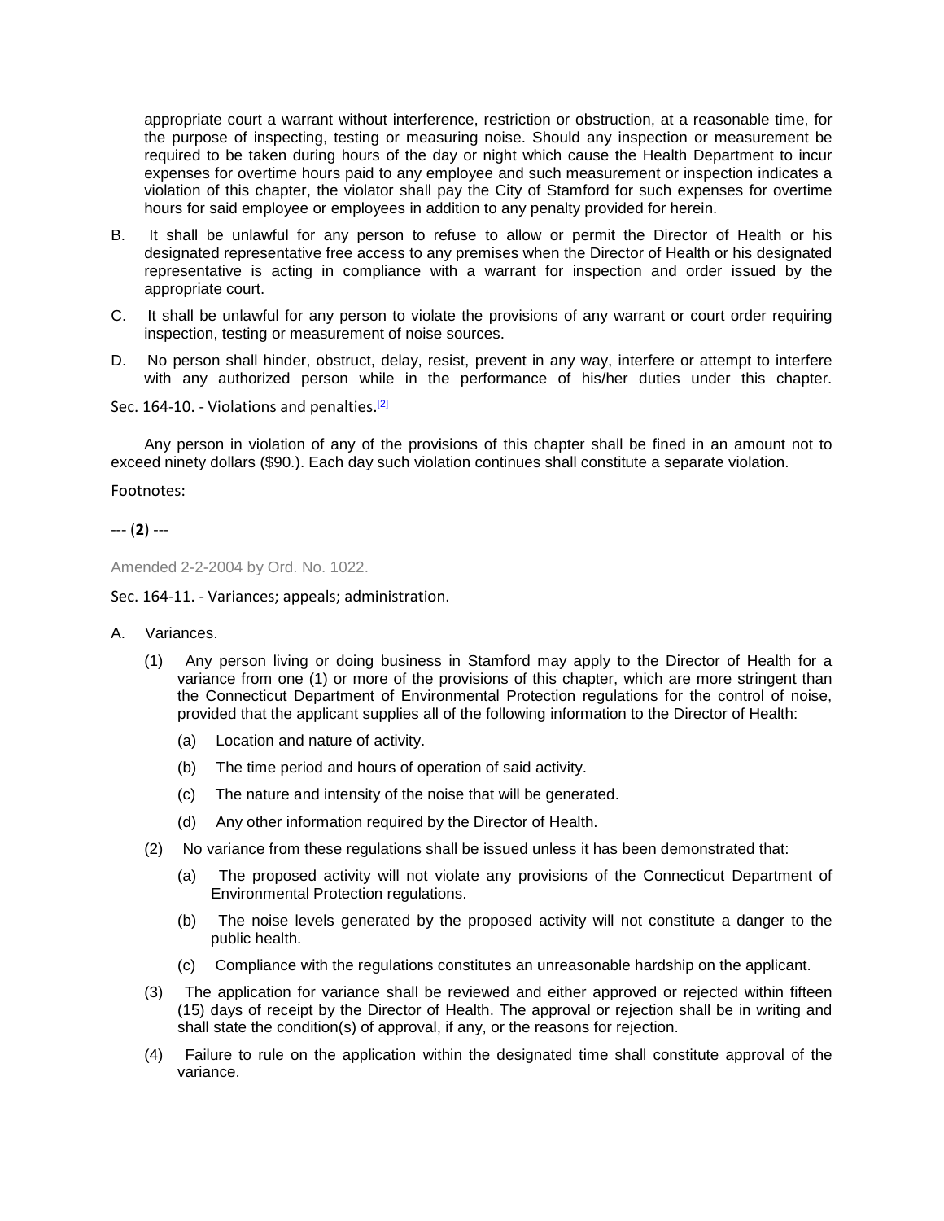appropriate court a warrant without interference, restriction or obstruction, at a reasonable time, for the purpose of inspecting, testing or measuring noise. Should any inspection or measurement be required to be taken during hours of the day or night which cause the Health Department to incur expenses for overtime hours paid to any employee and such measurement or inspection indicates a violation of this chapter, the violator shall pay the City of Stamford for such expenses for overtime hours for said employee or employees in addition to any penalty provided for herein.

B. It shall be unlawful for any person to refuse to allow or permit the Director of Health or his designated representative free access to any premises when the Director of Health or his designated representative is acting in compliance with a warrant for inspection and order issued by the appropriate court.

C. It shall be unlawful for any person to violate the provisions of any warrant or court order requiring inspection, testing or measurement of noise sources.

D. No person shall hinder, obstruct, delay, resist, prevent in any way, interfere or attempt to interfere with any authorized person while in the performance of his/her duties under this chapter.

Sec. 164-10. - Violations and penalties.[2]

Any person in violation of any of the provisions of this chapter shall be fined in an amount not to exceed ninety dollars ($90.). Each day such violation continues shall constitute a separate violation.

Footnotes:

--- (**2**) ---

Amended 2-2-2004 by Ord. No. 1022.

Sec. 164-11. - Variances; appeals; administration.

A. Variances.

(1) Any person living or doing business in Stamford may apply to the Director of Health for a variance from one (1) or more of the provisions of this chapter, which are more stringent than the Connecticut Department of Environmental Protection regulations for the control of noise, provided that the applicant supplies all of the following information to the Director of Health:

(a) Location and nature of activity.

(b) The time period and hours of operation of said activity.

(c) The nature and intensity of the noise that will be generated.

(d) Any other information required by the Director of Health.

(2) No variance from these regulations shall be issued unless it has been demonstrated that:

(a) The proposed activity will not violate any provisions of the Connecticut Department of Environmental Protection regulations.

(b) The noise levels generated by the proposed activity will not constitute a danger to the public health.

(c) Compliance with the regulations constitutes an unreasonable hardship on the applicant.

(3) The application for variance shall be reviewed and either approved or rejected within fifteen (15) days of receipt by the Director of Health. The approval or rejection shall be in writing and shall state the condition(s) of approval, if any, or the reasons for rejection.

(4) Failure to rule on the application within the designated time shall constitute approval of the variance.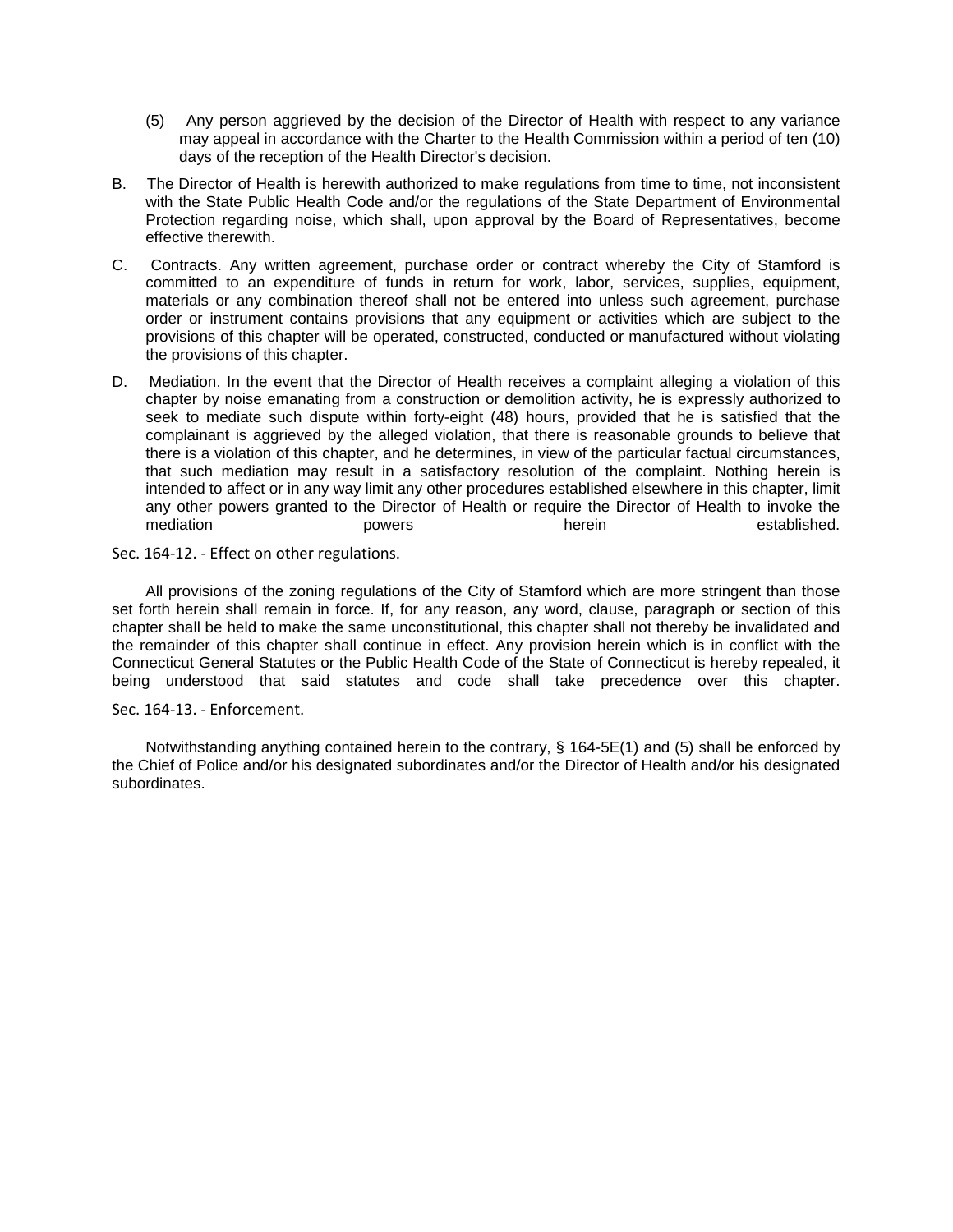(5) Any person aggrieved by the decision of the Director of Health with respect to any variance may appeal in accordance with the Charter to the Health Commission within a period of ten (10) days of the reception of the Health Director's decision.

B. The Director of Health is herewith authorized to make regulations from time to time, not inconsistent with the State Public Health Code and/or the regulations of the State Department of Environmental Protection regarding noise, which shall, upon approval by the Board of Representatives, become effective therewith.

C. Contracts. Any written agreement, purchase order or contract whereby the City of Stamford is committed to an expenditure of funds in return for work, labor, services, supplies, equipment, materials or any combination thereof shall not be entered into unless such agreement, purchase order or instrument contains provisions that any equipment or activities which are subject to the provisions of this chapter will be operated, constructed, conducted or manufactured without violating the provisions of this chapter.

D. Mediation. In the event that the Director of Health receives a complaint alleging a violation of this chapter by noise emanating from a construction or demolition activity, he is expressly authorized to seek to mediate such dispute within forty-eight (48) hours, provided that he is satisfied that the complainant is aggrieved by the alleged violation, that there is reasonable grounds to believe that there is a violation of this chapter, and he determines, in view of the particular factual circumstances, that such mediation may result in a satisfactory resolution of the complaint. Nothing herein is intended to affect or in any way limit any other procedures established elsewhere in this chapter, limit any other powers granted to the Director of Health or require the Director of Health to invoke the mediation powers herein established.

Sec. 164-12. - Effect on other regulations.

All provisions of the zoning regulations of the City of Stamford which are more stringent than those set forth herein shall remain in force. If, for any reason, any word, clause, paragraph or section of this chapter shall be held to make the same unconstitutional, this chapter shall not thereby be invalidated and the remainder of this chapter shall continue in effect. Any provision herein which is in conflict with the Connecticut General Statutes or the Public Health Code of the State of Connecticut is hereby repealed, it being understood that said statutes and code shall take precedence over this chapter.

Sec. 164-13. - Enforcement.

Notwithstanding anything contained herein to the contrary, § 164-5E(1) and (5) shall be enforced by the Chief of Police and/or his designated subordinates and/or the Director of Health and/or his designated subordinates.